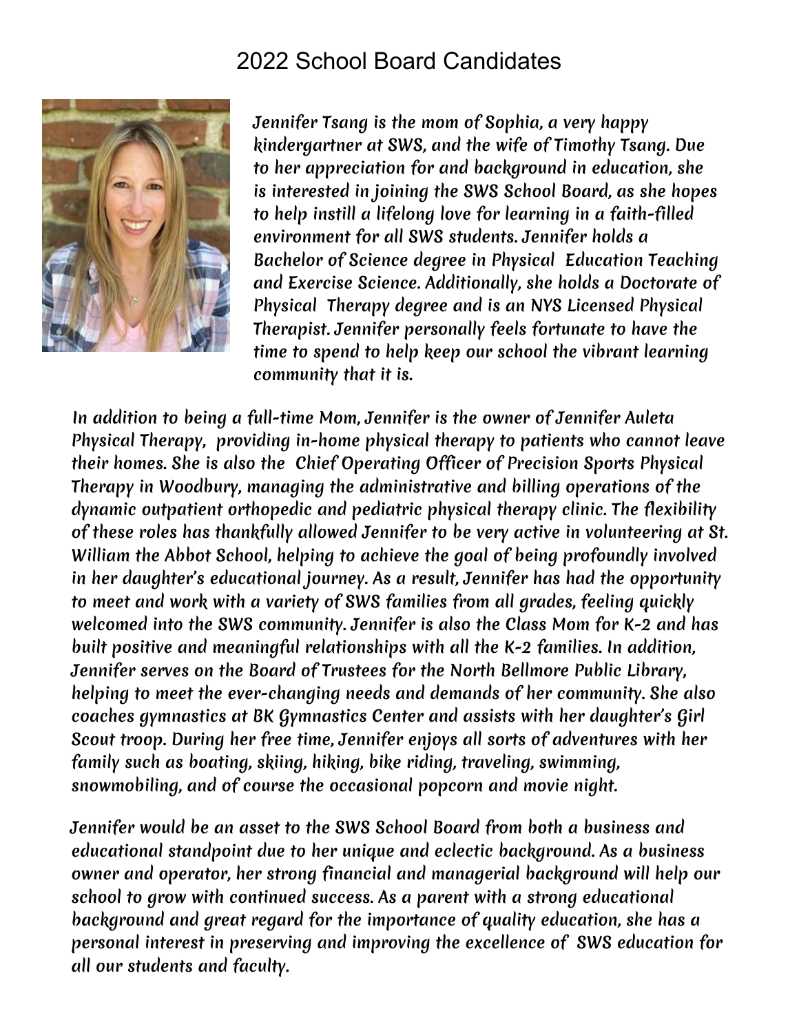# 2022 School Board Candidates

*Jennifer Tsang is the mom of Sophia, a very happy kindergartner at SWS, and the wife of Timothy Tsang. Due to her appreciation for and background in education, she is interested in joining the SWS School Board, as she hopes to help instill a lifelong love for learning in a faith-filled environment for all SWS students. Jennifer holds a Bachelor of Science degree in Physical Education Teaching and Exercise Science. Additionally, she holds a Doctorate of Physical Therapy degree and is an NYS Licensed Physical Therapist. Jennifer personally feels fortunate to have the time to spend to help keep our school the vibrant learning community that it is.*

*In addition to being a full-time Mom, Jennifer is the owner of Jennifer Auleta Physical Therapy, providing in-home physical therapy to patients who cannot leave their homes. She is also the Chief Operating Officer of Precision Sports Physical Therapy in Woodbury, managing the administrative and billing operations of the dynamic outpatient orthopedic and pediatric physical therapy clinic. The flexibility of these roles has thankfully allowed Jennifer to be very active in volunteering at St. William the Abbot School, helping to achieve the goal of being profoundly involved in her daughter's educational journey. As a result, Jennifer has had the opportunity to meet and work with a variety of SWS families from all grades, feeling quickly welcomed into the SWS community. Jennifer is also the Class Mom for K-2 and has built positive and meaningful relationships with all the K-2 families. In addition, Jennifer serves on the Board of Trustees for the North Bellmore Public Library, helping to meet the ever-changing needs and demands of her community. She also coaches gymnastics at BK Gymnastics Center and assists with her daughter's Girl Scout troop. During her free time, Jennifer enjoys all sorts of adventures with her family such as boating, skiing, hiking, bike riding, traveling, swimming, snowmobiling, and of course the occasional popcorn and movie night.*

*Jennifer would be an asset to the SWS School Board from both a business and educational standpoint due to her unique and eclectic background. As a business owner and operator, her strong financial and managerial background will help our school to grow with continued success. As a parent with a strong educational background and great regard for the importance of quality education, she has a personal interest in preserving and improving the excellence of SWS education for all our students and faculty.*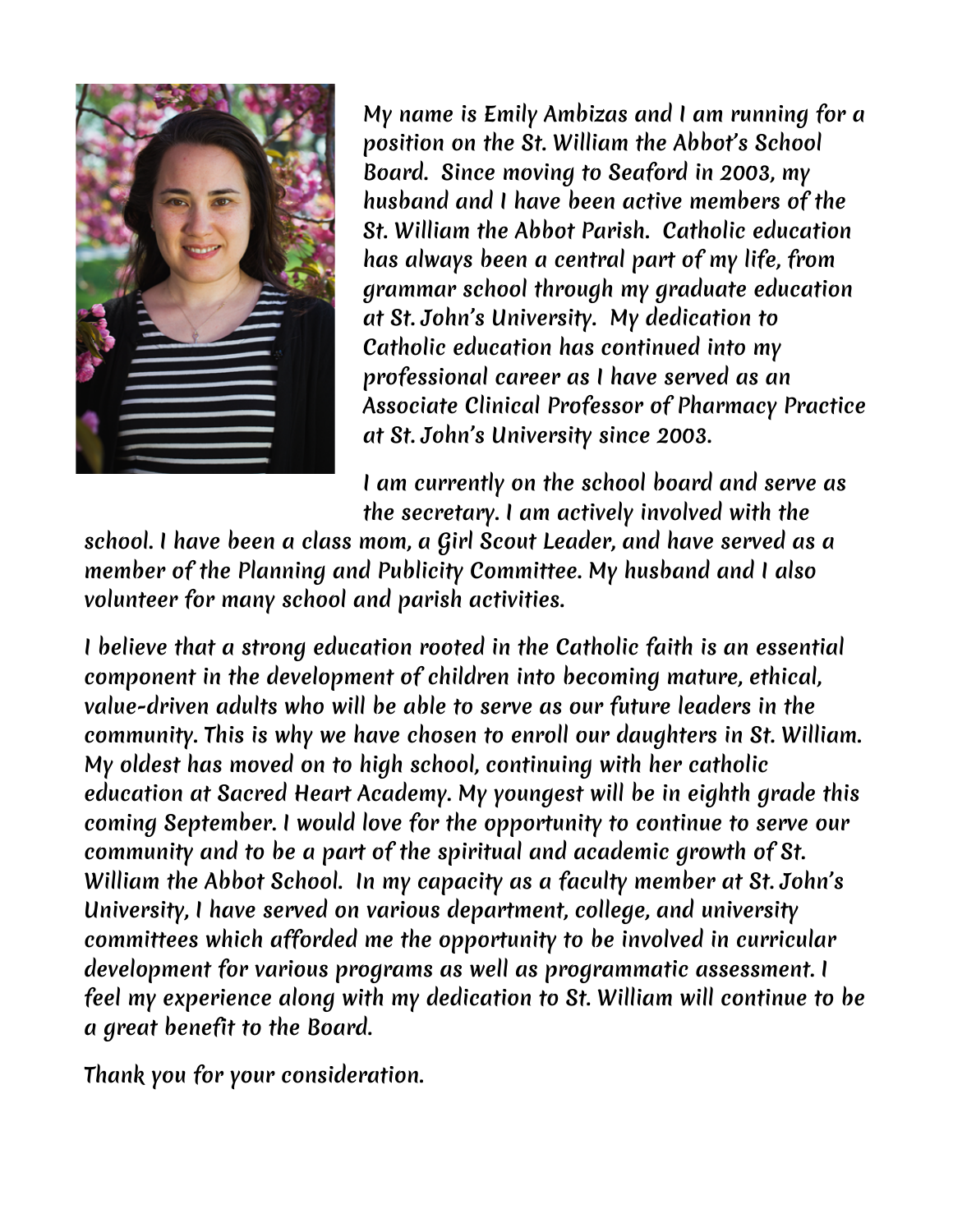*My name is Emily Ambizas and I am running for a position on the St. William the Abbot's School Board. Since moving to Seaford in 2003, my husband and I have been active members of the St. William the Abbot Parish. Catholic education has always been a central part of my life, from grammar school through my graduate education at St. John's University. My dedication to Catholic education has continued into my professional career as I have served as an Associate Clinical Professor of Pharmacy Practice at St. John's University since 2003.*

*I am currently on the school board and serve as the secretary. I am actively involved with the school. I have been a class mom, a Girl Scout Leader, and have served as a member of the Planning and Publicity Committee. My husband and I also volunteer for many school and parish activities.*

*I believe that a strong education rooted in the Catholic faith is an essential component in the development of children into becoming mature, ethical, value-driven adults who will be able to serve as our future leaders in the community. This is why we have chosen to enroll our daughters in St. William. My oldest has moved on to high school, continuing with her catholic education at Sacred Heart Academy. My youngest will be in eighth grade this coming September. I would love for the opportunity to continue to serve our community and to be a part of the spiritual and academic growth of St. William the Abbot School. In my capacity as a faculty member at St. John's University, I have served on various department, college, and university committees which afforded me the opportunity to be involved in curricular development for various programs as well as programmatic assessment. I feel my experience along with my dedication to St. William will continue to be a great benefit to the Board.*

*Thank you for your consideration.*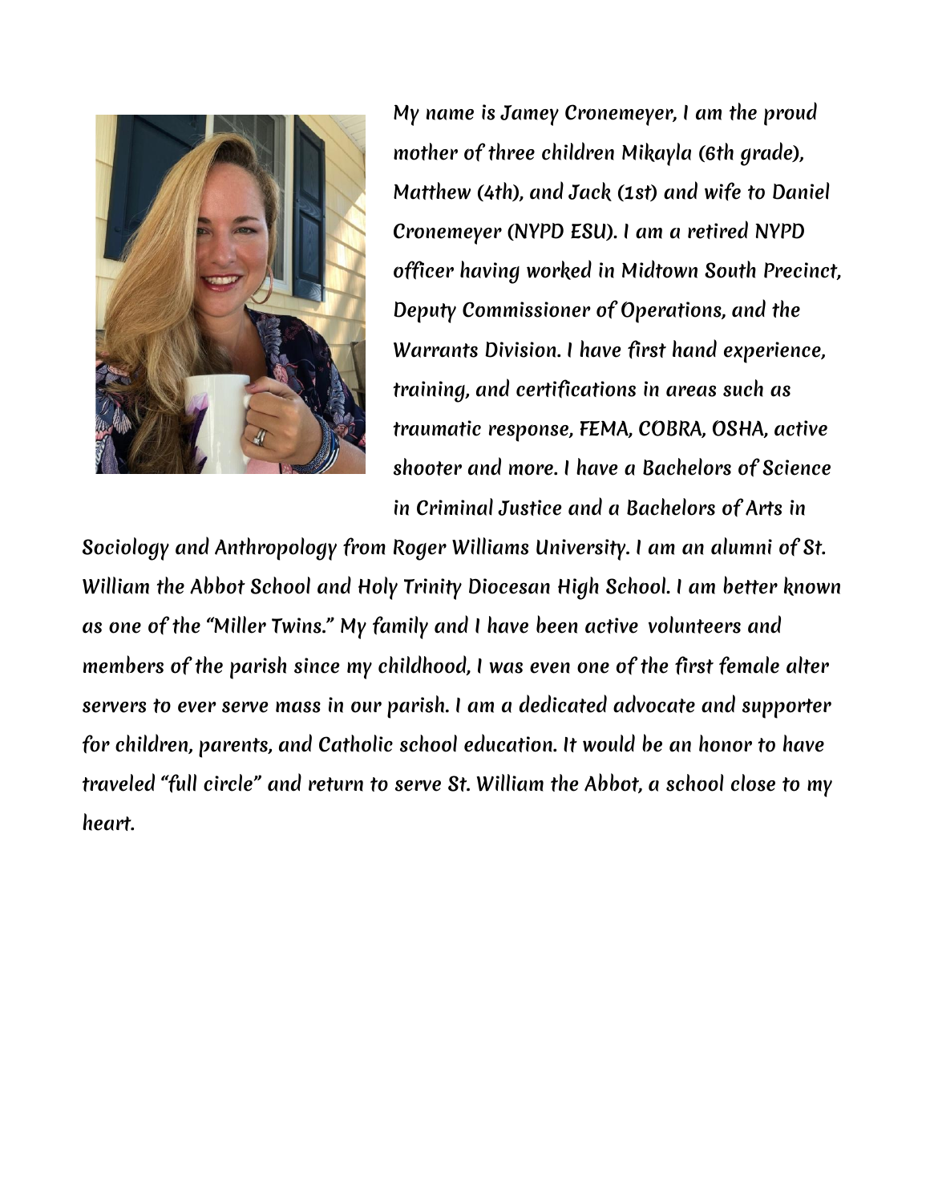My name is Jamey Cronemeyer, I am the proud mother of three children Mikayla (6th grade), Matthew (4th), and Jack (1st) and wife to Daniel Cronemeyer (NYPD ESU). I am a retired NYPD officer having worked in Midtown South Precinct, Deputy Commissioner of Operations, and the Warrants Division. I have first hand experience, training, and certifications in areas such as traumatic response, FEMA, COBRA, OSHA, active shooter and more. I have a Bachelors of Science in Criminal Justice and a Bachelors of Arts in Sociology and Anthropology from Roger Williams University. I am an alumni of St. William the Abbot School and Holy Trinity Diocesan High School. I am better known as one of the "Miller Twins." My family and I have been active volunteers and members of the parish since my childhood, I was even one of the first female alter servers to ever serve mass in our parish. I am a dedicated advocate and supporter for children, parents, and Catholic school education. It would be an honor to have traveled "full circle" and return to serve St. William the Abbot, a school close to my heart.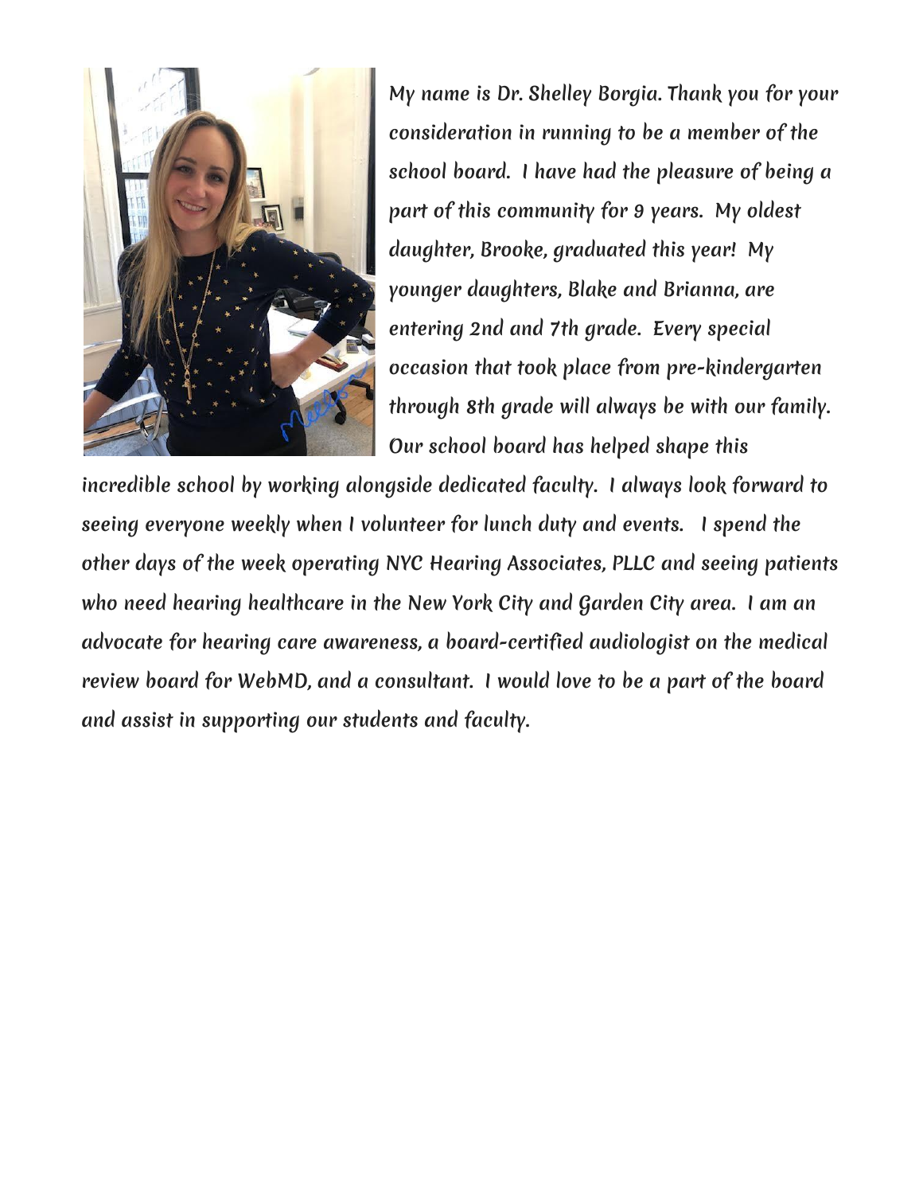My name is Dr. Shelley Borgia. Thank you for your consideration in running to be a member of the school board. I have had the pleasure of being a part of this community for 9 years. My oldest daughter, Brooke, graduated this year! My younger daughters, Blake and Brianna, are entering 2nd and 7th grade. Every special occasion that took place from pre-kindergarten through 8th grade will always be with our family. Our school board has helped shape this incredible school by working alongside dedicated faculty. I always look forward to seeing everyone weekly when I volunteer for lunch duty and events. I spend the other days of the week operating NYC Hearing Associates, PLLC and seeing patients who need hearing healthcare in the New York City and Garden City area. I am an advocate for hearing care awareness, a board-certified audiologist on the medical review board for WebMD, and a consultant. I would love to be a part of the board and assist in supporting our students and faculty.